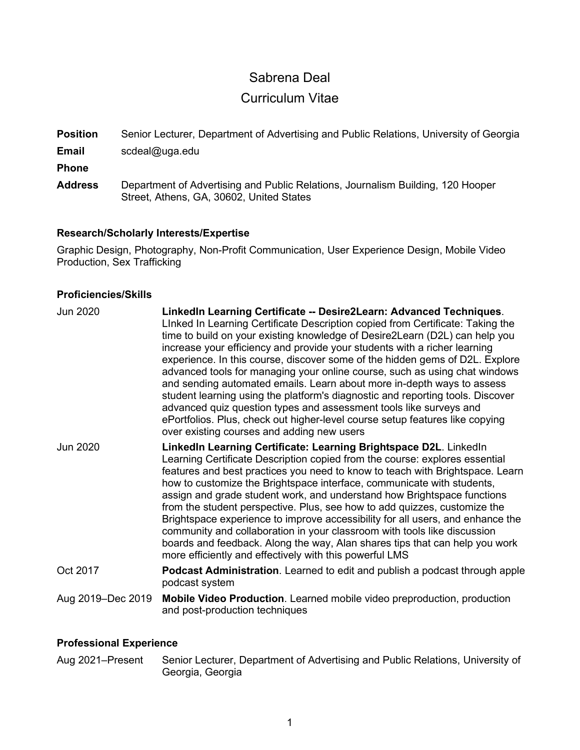# Sabrena Deal
## Curriculum Vitae

| | |
|---|---|
| **Position** | Senior Lecturer, Department of Advertising and Public Relations, University of Georgia |
| **Email** | scdeal@uga.edu |
| **Phone** | |
| **Address** | Department of Advertising and Public Relations, Journalism Building, 120 Hooper Street, Athens, GA, 30602, United States |

### Research/Scholarly Interests/Expertise

Graphic Design, Photography, Non-Profit Communication, User Experience Design, Mobile Video Production, Sex Trafficking

### Proficiencies/Skills

| | |
|---|---|
| Jun 2020 | **LinkedIn Learning Certificate -- Desire2Learn: Advanced Techniques**. LInked In Learning Certificate Description copied from Certificate: Taking the time to build on your existing knowledge of Desire2Learn (D2L) can help you increase your efficiency and provide your students with a richer learning experience. In this course, discover some of the hidden gems of D2L. Explore advanced tools for managing your online course, such as using chat windows and sending automated emails. Learn about more in-depth ways to assess student learning using the platform's diagnostic and reporting tools. Discover advanced quiz question types and assessment tools like surveys and ePortfolios. Plus, check out higher-level course setup features like copying over existing courses and adding new users |
| Jun 2020 | **LinkedIn Learning Certificate: Learning Brightspace D2L**. LinkedIn Learning Certificate Description copied from the course: explores essential features and best practices you need to know to teach with Brightspace. Learn how to customize the Brightspace interface, communicate with students, assign and grade student work, and understand how Brightspace functions from the student perspective. Plus, see how to add quizzes, customize the Brightspace experience to improve accessibility for all users, and enhance the community and collaboration in your classroom with tools like discussion boards and feedback. Along the way, Alan shares tips that can help you work more efficiently and effectively with this powerful LMS |
| Oct 2017 | **Podcast Administration**. Learned to edit and publish a podcast through apple podcast system |
| Aug 2019–Dec 2019 | **Mobile Video Production**. Learned mobile video preproduction, production and post-production techniques |

### Professional Experience

| | |
|---|---|
| Aug 2021–Present | Senior Lecturer, Department of Advertising and Public Relations, University of Georgia, Georgia |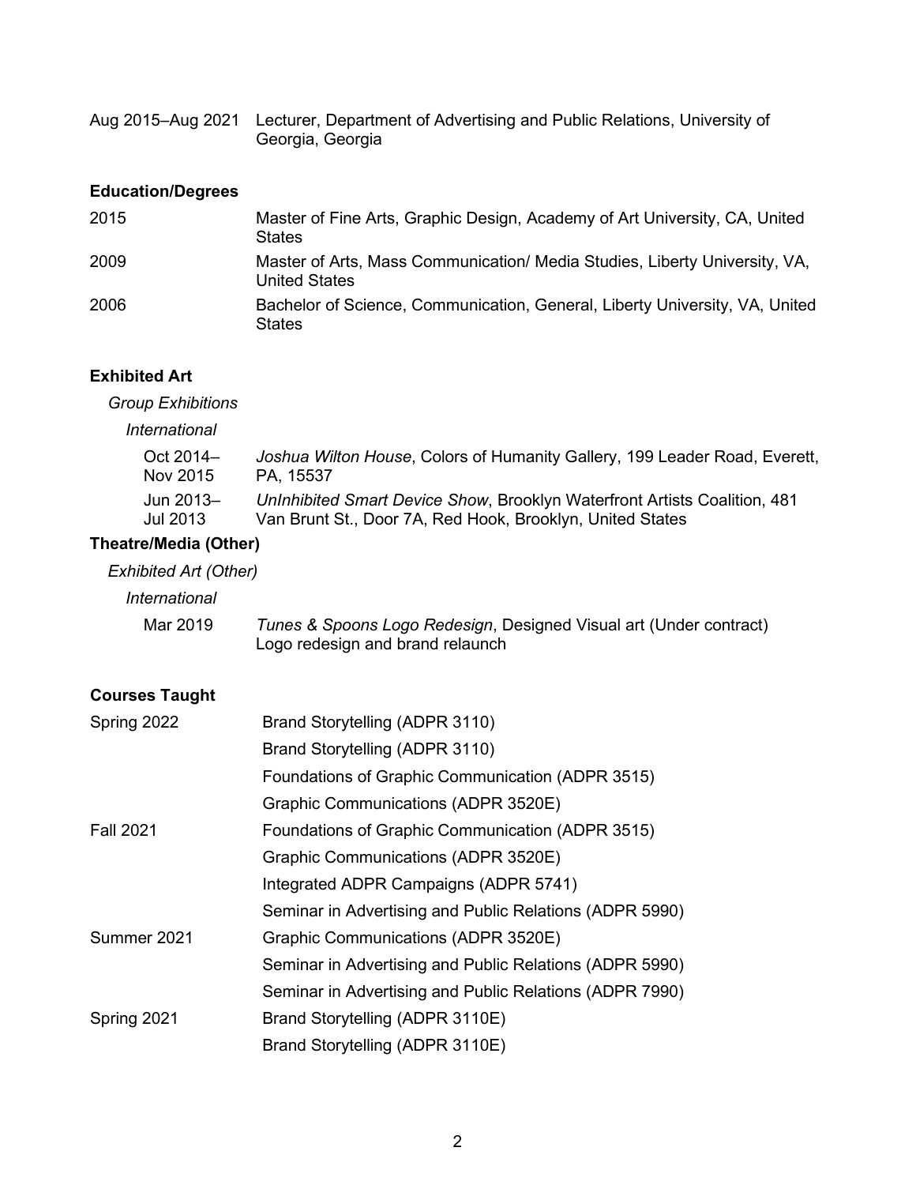| | |
|---|---|
| Aug 2015–Aug 2021 | Lecturer, Department of Advertising and Public Relations, University of Georgia, Georgia |

## Education/Degrees

| | |
|---|---|
| 2015 | Master of Fine Arts, Graphic Design, Academy of Art University, CA, United States |
| 2009 | Master of Arts, Mass Communication/ Media Studies, Liberty University, VA, United States |
| 2006 | Bachelor of Science, Communication, General, Liberty University, VA, United States |

## Exhibited Art

### *Group Exhibitions*

#### *International*

| | |
|---|---|
| Oct 2014–Nov 2015 | *Joshua Wilton House*, Colors of Humanity Gallery, 199 Leader Road, Everett, PA, 15537 |
| Jun 2013–Jul 2013 | *UnInhibited Smart Device Show*, Brooklyn Waterfront Artists Coalition, 481 Van Brunt St., Door 7A, Red Hook, Brooklyn, United States |

## Theatre/Media (Other)

### *Exhibited Art (Other)*

#### *International*

| | |
|---|---|
| Mar 2019 | *Tunes & Spoons Logo Redesign*, Designed Visual art (Under contract) Logo redesign and brand relaunch |

## Courses Taught

| | |
|---|---|
| Spring 2022 | Brand Storytelling (ADPR 3110) |
| | Brand Storytelling (ADPR 3110) |
| | Foundations of Graphic Communication (ADPR 3515) |
| | Graphic Communications (ADPR 3520E) |
| Fall 2021 | Foundations of Graphic Communication (ADPR 3515) |
| | Graphic Communications (ADPR 3520E) |
| | Integrated ADPR Campaigns (ADPR 5741) |
| | Seminar in Advertising and Public Relations (ADPR 5990) |
| Summer 2021 | Graphic Communications (ADPR 3520E) |
| | Seminar in Advertising and Public Relations (ADPR 5990) |
| | Seminar in Advertising and Public Relations (ADPR 7990) |
| Spring 2021 | Brand Storytelling (ADPR 3110E) |
| | Brand Storytelling (ADPR 3110E) |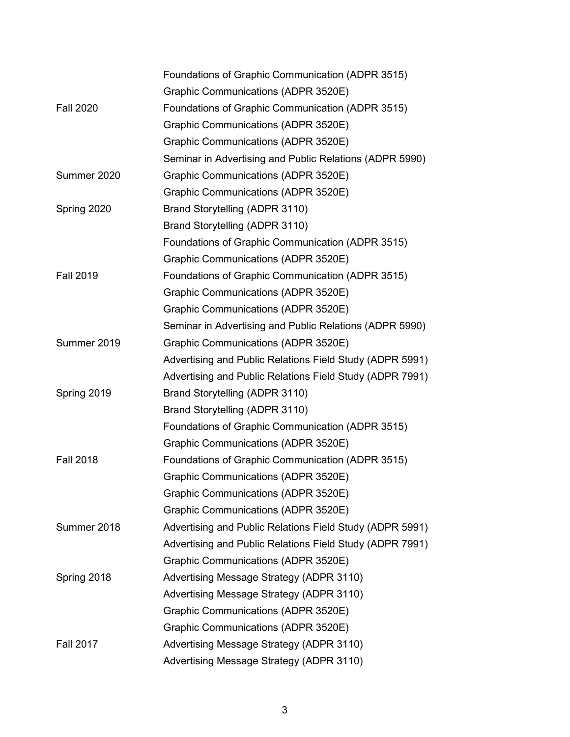| | |
|---|---|
| | Foundations of Graphic Communication (ADPR 3515) |
| | Graphic Communications (ADPR 3520E) |
| Fall 2020 | Foundations of Graphic Communication (ADPR 3515) |
| | Graphic Communications (ADPR 3520E) |
| | Graphic Communications (ADPR 3520E) |
| | Seminar in Advertising and Public Relations (ADPR 5990) |
| Summer 2020 | Graphic Communications (ADPR 3520E) |
| | Graphic Communications (ADPR 3520E) |
| Spring 2020 | Brand Storytelling (ADPR 3110) |
| | Brand Storytelling (ADPR 3110) |
| | Foundations of Graphic Communication (ADPR 3515) |
| | Graphic Communications (ADPR 3520E) |
| Fall 2019 | Foundations of Graphic Communication (ADPR 3515) |
| | Graphic Communications (ADPR 3520E) |
| | Graphic Communications (ADPR 3520E) |
| | Seminar in Advertising and Public Relations (ADPR 5990) |
| Summer 2019 | Graphic Communications (ADPR 3520E) |
| | Advertising and Public Relations Field Study (ADPR 5991) |
| | Advertising and Public Relations Field Study (ADPR 7991) |
| Spring 2019 | Brand Storytelling (ADPR 3110) |
| | Brand Storytelling (ADPR 3110) |
| | Foundations of Graphic Communication (ADPR 3515) |
| | Graphic Communications (ADPR 3520E) |
| Fall 2018 | Foundations of Graphic Communication (ADPR 3515) |
| | Graphic Communications (ADPR 3520E) |
| | Graphic Communications (ADPR 3520E) |
| | Graphic Communications (ADPR 3520E) |
| Summer 2018 | Advertising and Public Relations Field Study (ADPR 5991) |
| | Advertising and Public Relations Field Study (ADPR 7991) |
| | Graphic Communications (ADPR 3520E) |
| Spring 2018 | Advertising Message Strategy (ADPR 3110) |
| | Advertising Message Strategy (ADPR 3110) |
| | Graphic Communications (ADPR 3520E) |
| | Graphic Communications (ADPR 3520E) |
| Fall 2017 | Advertising Message Strategy (ADPR 3110) |
| | Advertising Message Strategy (ADPR 3110) |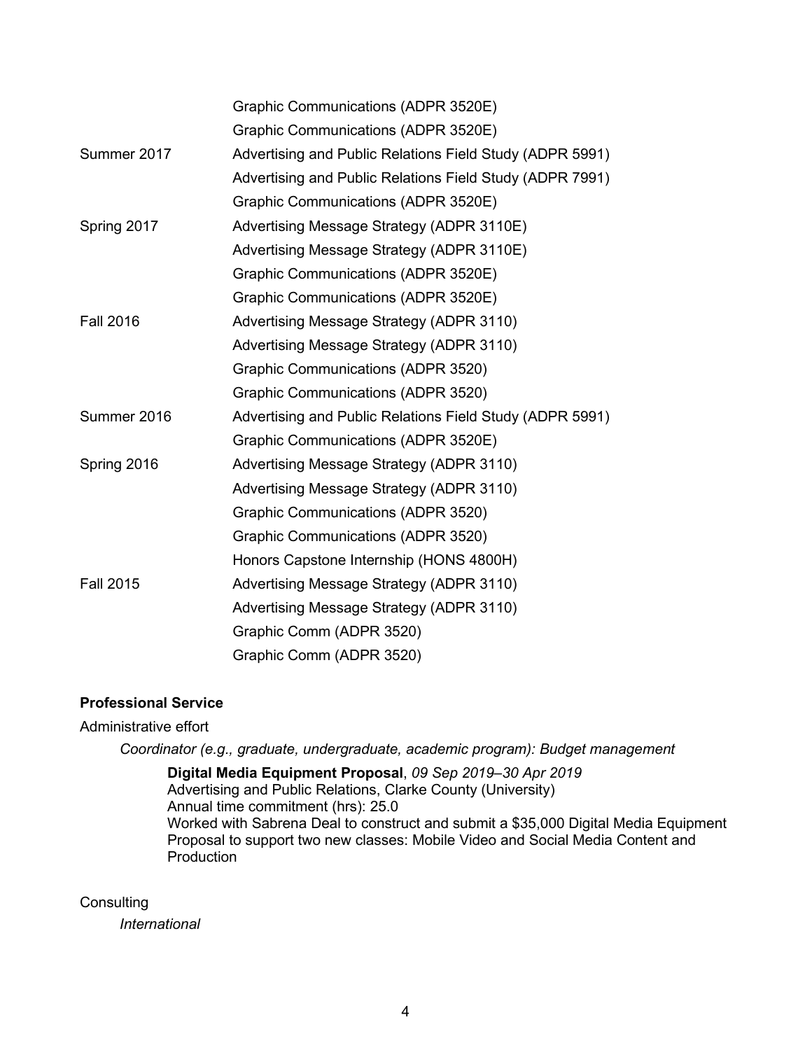| | |
|---|---|
| | Graphic Communications (ADPR 3520E) |
| | Graphic Communications (ADPR 3520E) |
| Summer 2017 | Advertising and Public Relations Field Study (ADPR 5991) |
| | Advertising and Public Relations Field Study (ADPR 7991) |
| | Graphic Communications (ADPR 3520E) |
| Spring 2017 | Advertising Message Strategy (ADPR 3110E) |
| | Advertising Message Strategy (ADPR 3110E) |
| | Graphic Communications (ADPR 3520E) |
| | Graphic Communications (ADPR 3520E) |
| Fall 2016 | Advertising Message Strategy (ADPR 3110) |
| | Advertising Message Strategy (ADPR 3110) |
| | Graphic Communications (ADPR 3520) |
| | Graphic Communications (ADPR 3520) |
| Summer 2016 | Advertising and Public Relations Field Study (ADPR 5991) |
| | Graphic Communications (ADPR 3520E) |
| Spring 2016 | Advertising Message Strategy (ADPR 3110) |
| | Advertising Message Strategy (ADPR 3110) |
| | Graphic Communications (ADPR 3520) |
| | Graphic Communications (ADPR 3520) |
| | Honors Capstone Internship (HONS 4800H) |
| Fall 2015 | Advertising Message Strategy (ADPR 3110) |
| | Advertising Message Strategy (ADPR 3110) |
| | Graphic Comm (ADPR 3520) |
| | Graphic Comm (ADPR 3520) |

**Professional Service**

Administrative effort

*Coordinator (e.g., graduate, undergraduate, academic program): Budget management*

**Digital Media Equipment Proposal**, *09 Sep 2019–30 Apr 2019*
Advertising and Public Relations, Clarke County (University)
Annual time commitment (hrs): 25.0
Worked with Sabrena Deal to construct and submit a $35,000 Digital Media Equipment Proposal to support two new classes: Mobile Video and Social Media Content and Production

Consulting

*International*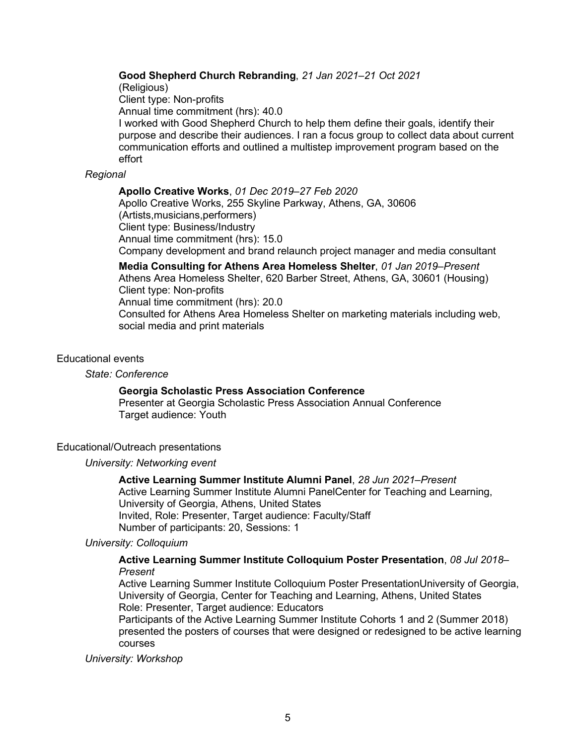**Good Shepherd Church Rebranding**, *21 Jan 2021–21 Oct 2021*
(Religious)
Client type: Non-profits
Annual time commitment (hrs): 40.0
I worked with Good Shepherd Church to help them define their goals, identify their purpose and describe their audiences. I ran a focus group to collect data about current communication efforts and outlined a multistep improvement program based on the effort

*Regional*

**Apollo Creative Works**, *01 Dec 2019–27 Feb 2020*
Apollo Creative Works, 255 Skyline Parkway, Athens, GA, 30606
(Artists,musicians,performers)
Client type: Business/Industry
Annual time commitment (hrs): 15.0
Company development and brand relaunch project manager and media consultant

**Media Consulting for Athens Area Homeless Shelter**, *01 Jan 2019–Present*
Athens Area Homeless Shelter, 620 Barber Street, Athens, GA, 30601 (Housing)
Client type: Non-profits
Annual time commitment (hrs): 20.0
Consulted for Athens Area Homeless Shelter on marketing materials including web, social media and print materials

Educational events

*State: Conference*

**Georgia Scholastic Press Association Conference**
Presenter at Georgia Scholastic Press Association Annual Conference
Target audience: Youth

Educational/Outreach presentations

*University: Networking event*

**Active Learning Summer Institute Alumni Panel**, *28 Jun 2021–Present*
Active Learning Summer Institute Alumni PanelCenter for Teaching and Learning, University of Georgia, Athens, United States
Invited, Role: Presenter, Target audience: Faculty/Staff
Number of participants: 20, Sessions: 1

*University: Colloquium*

**Active Learning Summer Institute Colloquium Poster Presentation**, *08 Jul 2018–Present*
Active Learning Summer Institute Colloquium Poster PresentationUniversity of Georgia, University of Georgia, Center for Teaching and Learning, Athens, United States
Role: Presenter, Target audience: Educators
Participants of the Active Learning Summer Institute Cohorts 1 and 2 (Summer 2018) presented the posters of courses that were designed or redesigned to be active learning courses

*University: Workshop*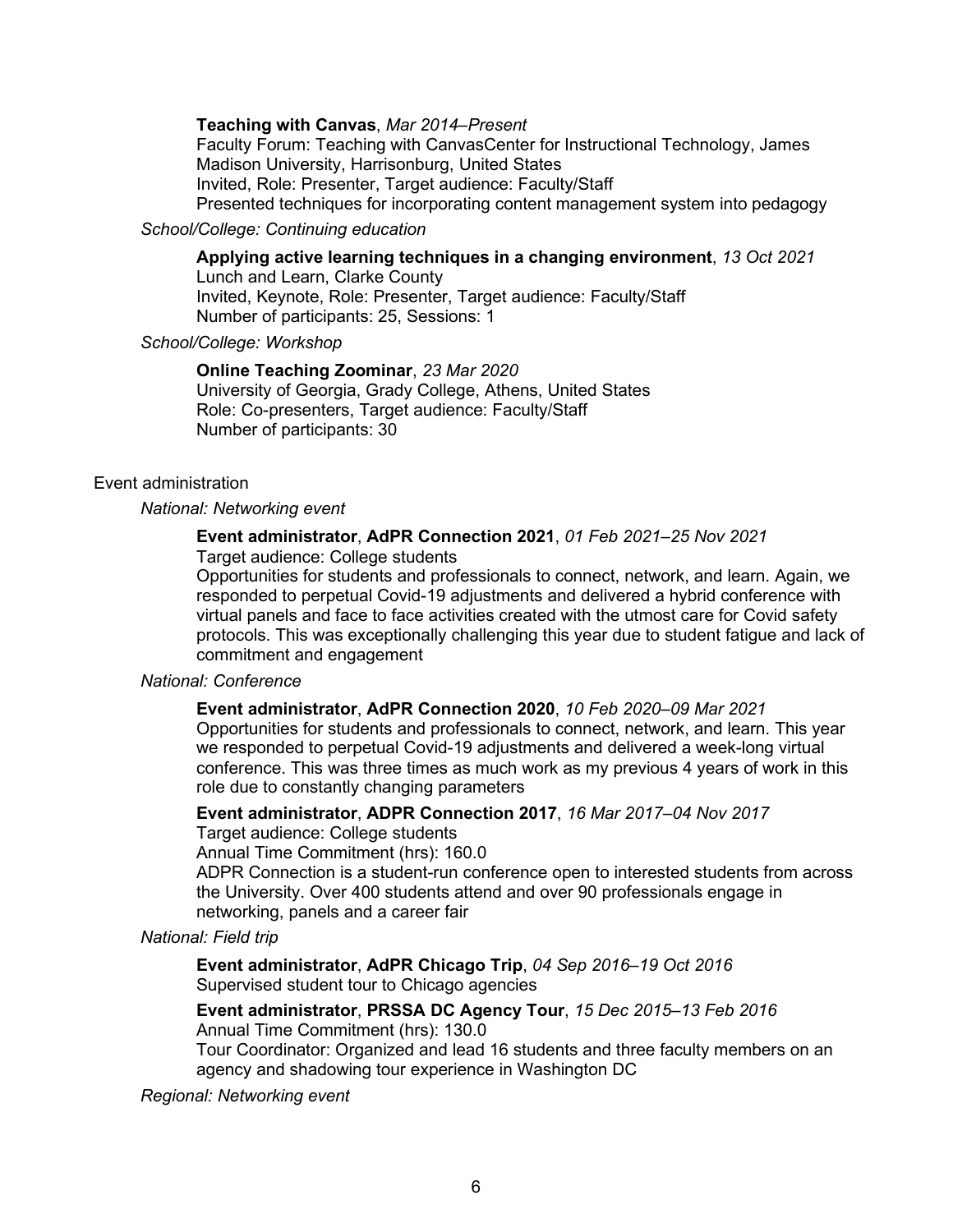**Teaching with Canvas**, *Mar 2014–Present*
Faculty Forum: Teaching with CanvasCenter for Instructional Technology, James Madison University, Harrisonburg, United States
Invited, Role: Presenter, Target audience: Faculty/Staff
Presented techniques for incorporating content management system into pedagogy

*School/College: Continuing education*

**Applying active learning techniques in a changing environment**, *13 Oct 2021*
Lunch and Learn, Clarke County
Invited, Keynote, Role: Presenter, Target audience: Faculty/Staff
Number of participants: 25, Sessions: 1

*School/College: Workshop*

**Online Teaching Zoominar**, *23 Mar 2020*
University of Georgia, Grady College, Athens, United States
Role: Co-presenters, Target audience: Faculty/Staff
Number of participants: 30

Event administration

*National: Networking event*

**Event administrator**, **AdPR Connection 2021**, *01 Feb 2021–25 Nov 2021*
Target audience: College students
Opportunities for students and professionals to connect, network, and learn. Again, we responded to perpetual Covid-19 adjustments and delivered a hybrid conference with virtual panels and face to face activities created with the utmost care for Covid safety protocols. This was exceptionally challenging this year due to student fatigue and lack of commitment and engagement

*National: Conference*

**Event administrator**, **AdPR Connection 2020**, *10 Feb 2020–09 Mar 2021*
Opportunities for students and professionals to connect, network, and learn. This year we responded to perpetual Covid-19 adjustments and delivered a week-long virtual conference. This was three times as much work as my previous 4 years of work in this role due to constantly changing parameters

**Event administrator**, **ADPR Connection 2017**, *16 Mar 2017–04 Nov 2017*
Target audience: College students
Annual Time Commitment (hrs): 160.0
ADPR Connection is a student-run conference open to interested students from across the University. Over 400 students attend and over 90 professionals engage in networking, panels and a career fair

*National: Field trip*

**Event administrator**, **AdPR Chicago Trip**, *04 Sep 2016–19 Oct 2016*
Supervised student tour to Chicago agencies

**Event administrator**, **PRSSA DC Agency Tour**, *15 Dec 2015–13 Feb 2016*
Annual Time Commitment (hrs): 130.0
Tour Coordinator: Organized and lead 16 students and three faculty members on an agency and shadowing tour experience in Washington DC

*Regional: Networking event*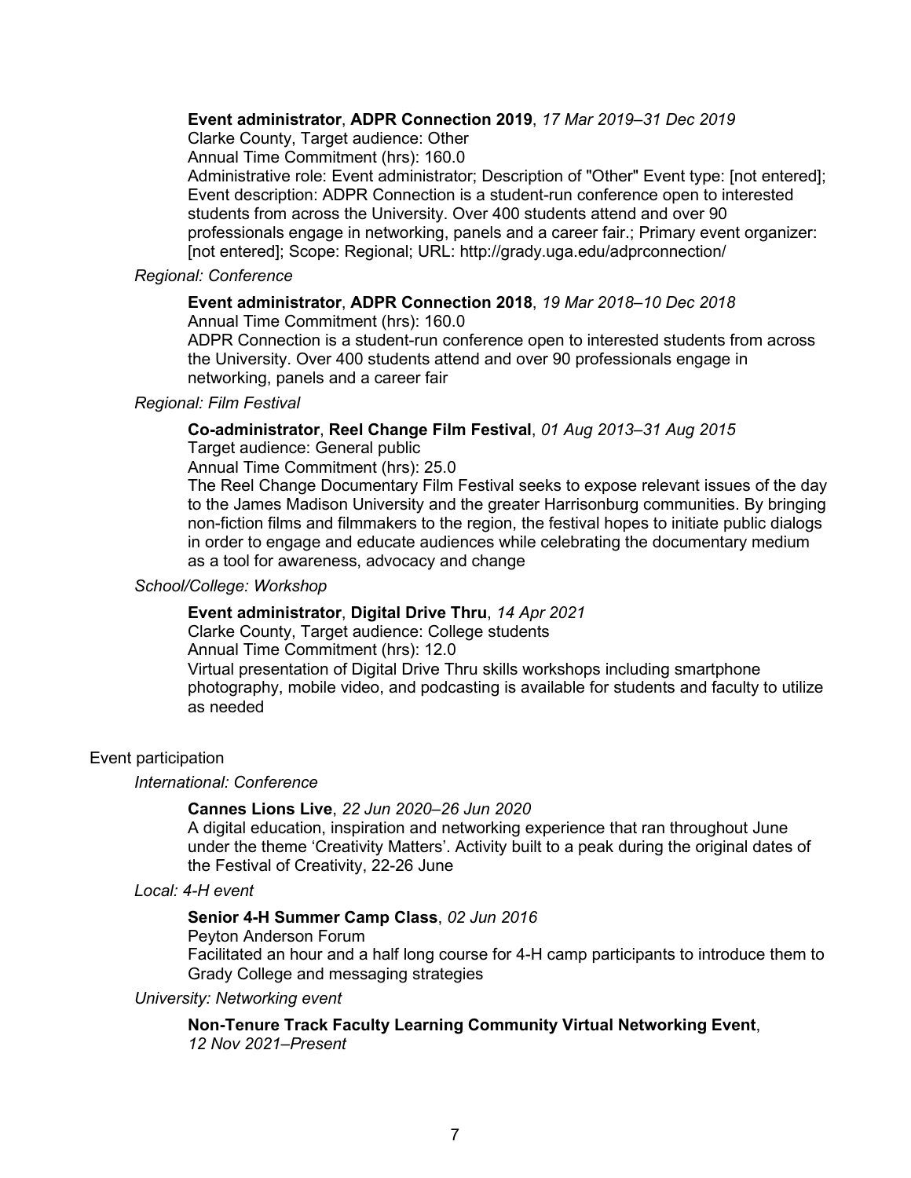**Event administrator**, **ADPR Connection 2019**, *17 Mar 2019–31 Dec 2019*
Clarke County, Target audience: Other
Annual Time Commitment (hrs): 160.0
Administrative role: Event administrator; Description of "Other" Event type: [not entered]; Event description: ADPR Connection is a student-run conference open to interested students from across the University. Over 400 students attend and over 90 professionals engage in networking, panels and a career fair.; Primary event organizer: [not entered]; Scope: Regional; URL: http://grady.uga.edu/adprconnection/

*Regional: Conference*

**Event administrator**, **ADPR Connection 2018**, *19 Mar 2018–10 Dec 2018*
Annual Time Commitment (hrs): 160.0
ADPR Connection is a student-run conference open to interested students from across the University. Over 400 students attend and over 90 professionals engage in networking, panels and a career fair

*Regional: Film Festival*

**Co-administrator**, **Reel Change Film Festival**, *01 Aug 2013–31 Aug 2015*
Target audience: General public
Annual Time Commitment (hrs): 25.0
The Reel Change Documentary Film Festival seeks to expose relevant issues of the day to the James Madison University and the greater Harrisonburg communities. By bringing non-fiction films and filmmakers to the region, the festival hopes to initiate public dialogs in order to engage and educate audiences while celebrating the documentary medium as a tool for awareness, advocacy and change

*School/College: Workshop*

**Event administrator**, **Digital Drive Thru**, *14 Apr 2021*
Clarke County, Target audience: College students
Annual Time Commitment (hrs): 12.0
Virtual presentation of Digital Drive Thru skills workshops including smartphone photography, mobile video, and podcasting is available for students and faculty to utilize as needed

Event participation

*International: Conference*

**Cannes Lions Live**, *22 Jun 2020–26 Jun 2020*
A digital education, inspiration and networking experience that ran throughout June under the theme 'Creativity Matters'. Activity built to a peak during the original dates of the Festival of Creativity, 22-26 June

*Local: 4-H event*

**Senior 4-H Summer Camp Class**, *02 Jun 2016*
Peyton Anderson Forum
Facilitated an hour and a half long course for 4-H camp participants to introduce them to Grady College and messaging strategies

*University: Networking event*

**Non-Tenure Track Faculty Learning Community Virtual Networking Event**, *12 Nov 2021–Present*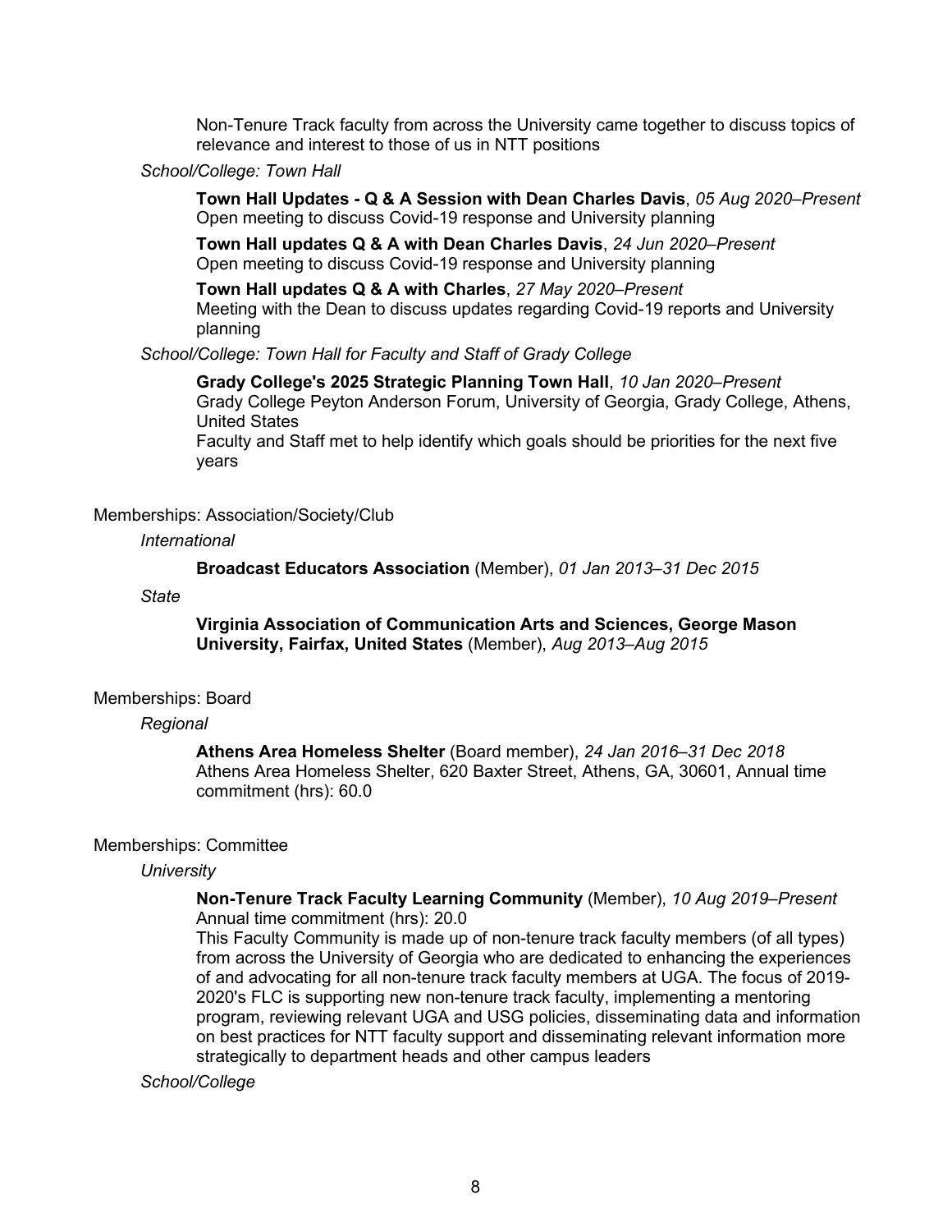Non-Tenure Track faculty from across the University came together to discuss topics of relevance and interest to those of us in NTT positions

*School/College: Town Hall*

**Town Hall Updates - Q & A Session with Dean Charles Davis**, *05 Aug 2020–Present*
Open meeting to discuss Covid-19 response and University planning

**Town Hall updates Q & A with Dean Charles Davis**, *24 Jun 2020–Present*
Open meeting to discuss Covid-19 response and University planning

**Town Hall updates Q & A with Charles**, *27 May 2020–Present*
Meeting with the Dean to discuss updates regarding Covid-19 reports and University planning

*School/College: Town Hall for Faculty and Staff of Grady College*

**Grady College's 2025 Strategic Planning Town Hall**, *10 Jan 2020–Present*
Grady College Peyton Anderson Forum, University of Georgia, Grady College, Athens, United States
Faculty and Staff met to help identify which goals should be priorities for the next five years

## Memberships: Association/Society/Club

*International*

**Broadcast Educators Association** (Member), *01 Jan 2013–31 Dec 2015*

*State*

**Virginia Association of Communication Arts and Sciences, George Mason University, Fairfax, United States** (Member), *Aug 2013–Aug 2015*

## Memberships: Board

*Regional*

**Athens Area Homeless Shelter** (Board member), *24 Jan 2016–31 Dec 2018*
Athens Area Homeless Shelter, 620 Baxter Street, Athens, GA, 30601, Annual time commitment (hrs): 60.0

## Memberships: Committee

*University*

**Non-Tenure Track Faculty Learning Community** (Member), *10 Aug 2019–Present*
Annual time commitment (hrs): 20.0
This Faculty Community is made up of non-tenure track faculty members (of all types) from across the University of Georgia who are dedicated to enhancing the experiences of and advocating for all non-tenure track faculty members at UGA. The focus of 2019-2020's FLC is supporting new non-tenure track faculty, implementing a mentoring program, reviewing relevant UGA and USG policies, disseminating data and information on best practices for NTT faculty support and disseminating relevant information more strategically to department heads and other campus leaders

*School/College*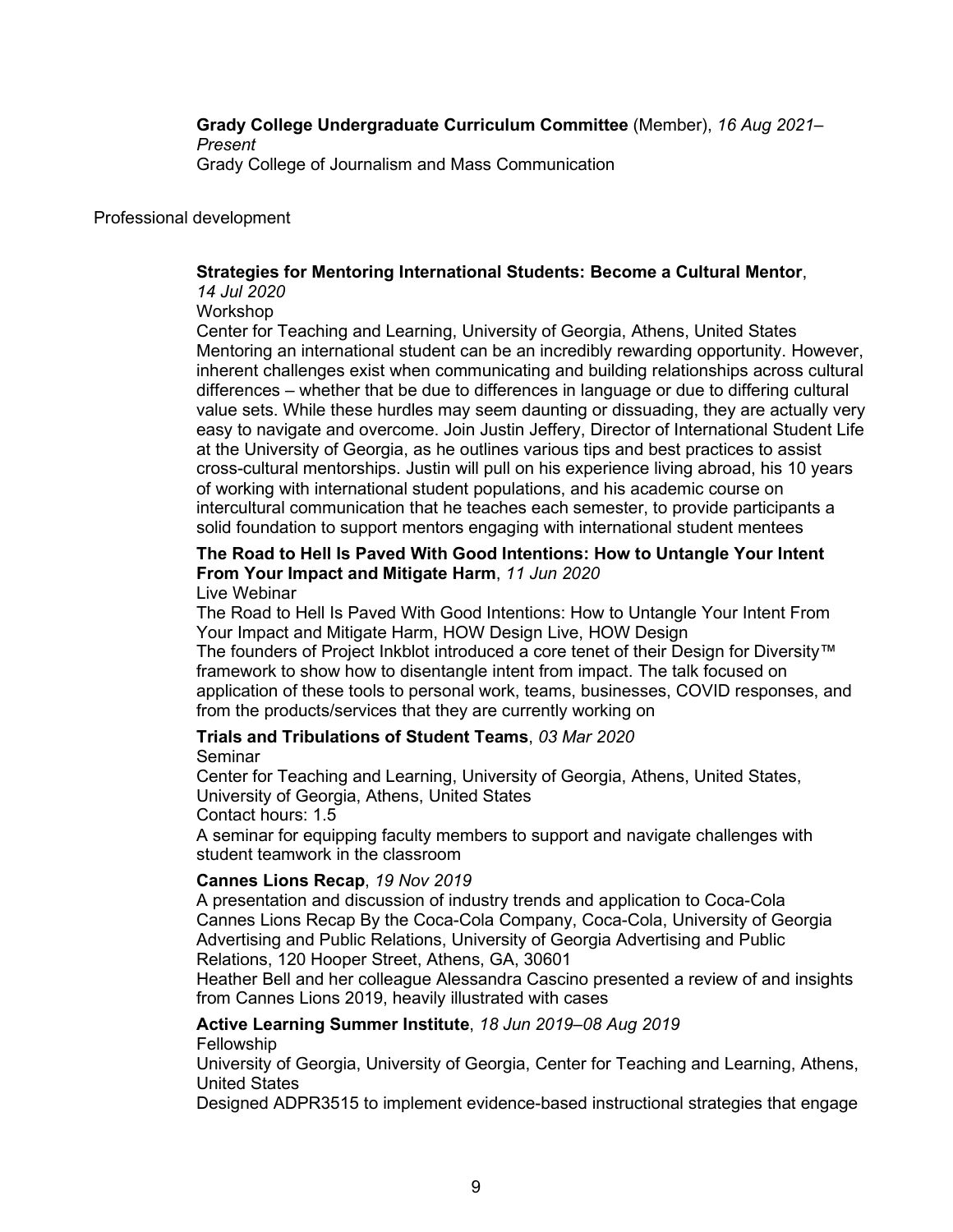**Grady College Undergraduate Curriculum Committee** (Member), *16 Aug 2021–Present*
Grady College of Journalism and Mass Communication

## Professional development

**Strategies for Mentoring International Students: Become a Cultural Mentor**, *14 Jul 2020*
Workshop
Center for Teaching and Learning, University of Georgia, Athens, United States
Mentoring an international student can be an incredibly rewarding opportunity. However, inherent challenges exist when communicating and building relationships across cultural differences – whether that be due to differences in language or due to differing cultural value sets. While these hurdles may seem daunting or dissuading, they are actually very easy to navigate and overcome. Join Justin Jeffery, Director of International Student Life at the University of Georgia, as he outlines various tips and best practices to assist cross-cultural mentorships. Justin will pull on his experience living abroad, his 10 years of working with international student populations, and his academic course on intercultural communication that he teaches each semester, to provide participants a solid foundation to support mentors engaging with international student mentees

**The Road to Hell Is Paved With Good Intentions: How to Untangle Your Intent From Your Impact and Mitigate Harm**, *11 Jun 2020*
Live Webinar
The Road to Hell Is Paved With Good Intentions: How to Untangle Your Intent From Your Impact and Mitigate Harm, HOW Design Live, HOW Design
The founders of Project Inkblot introduced a core tenet of their Design for Diversity™ framework to show how to disentangle intent from impact. The talk focused on application of these tools to personal work, teams, businesses, COVID responses, and from the products/services that they are currently working on

**Trials and Tribulations of Student Teams**, *03 Mar 2020*
Seminar
Center for Teaching and Learning, University of Georgia, Athens, United States, University of Georgia, Athens, United States
Contact hours: 1.5
A seminar for equipping faculty members to support and navigate challenges with student teamwork in the classroom

**Cannes Lions Recap**, *19 Nov 2019*
A presentation and discussion of industry trends and application to Coca-Cola
Cannes Lions Recap By the Coca-Cola Company, Coca-Cola, University of Georgia Advertising and Public Relations, University of Georgia Advertising and Public Relations, 120 Hooper Street, Athens, GA, 30601
Heather Bell and her colleague Alessandra Cascino presented a review of and insights from Cannes Lions 2019, heavily illustrated with cases

**Active Learning Summer Institute**, *18 Jun 2019–08 Aug 2019*
Fellowship
University of Georgia, University of Georgia, Center for Teaching and Learning, Athens, United States
Designed ADPR3515 to implement evidence-based instructional strategies that engage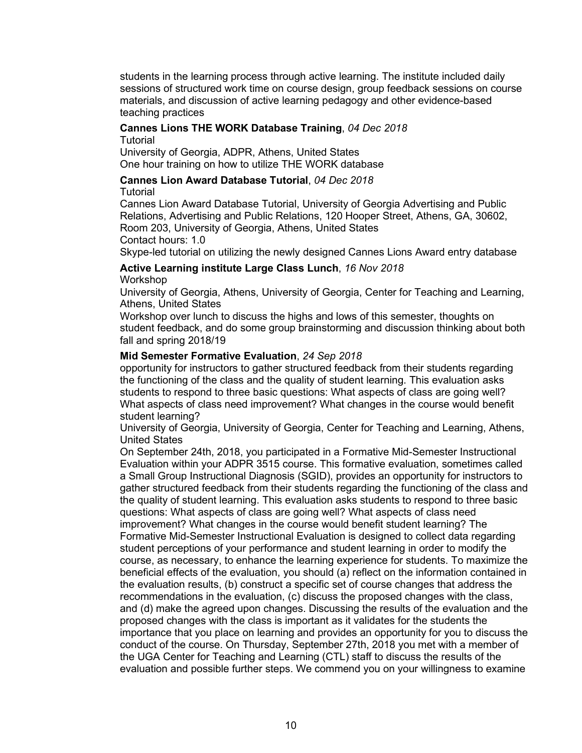students in the learning process through active learning. The institute included daily sessions of structured work time on course design, group feedback sessions on course materials, and discussion of active learning pedagogy and other evidence-based teaching practices

**Cannes Lions THE WORK Database Training**, *04 Dec 2018*
Tutorial
University of Georgia, ADPR, Athens, United States
One hour training on how to utilize THE WORK database

**Cannes Lion Award Database Tutorial**, *04 Dec 2018*
Tutorial
Cannes Lion Award Database Tutorial, University of Georgia Advertising and Public Relations, Advertising and Public Relations, 120 Hooper Street, Athens, GA, 30602, Room 203, University of Georgia, Athens, United States
Contact hours: 1.0
Skype-led tutorial on utilizing the newly designed Cannes Lions Award entry database

**Active Learning institute Large Class Lunch**, *16 Nov 2018*
Workshop
University of Georgia, Athens, University of Georgia, Center for Teaching and Learning, Athens, United States
Workshop over lunch to discuss the highs and lows of this semester, thoughts on student feedback, and do some group brainstorming and discussion thinking about both fall and spring 2018/19

**Mid Semester Formative Evaluation**, *24 Sep 2018*
opportunity for instructors to gather structured feedback from their students regarding the functioning of the class and the quality of student learning. This evaluation asks students to respond to three basic questions: What aspects of class are going well? What aspects of class need improvement? What changes in the course would benefit student learning?
University of Georgia, University of Georgia, Center for Teaching and Learning, Athens, United States
On September 24th, 2018, you participated in a Formative Mid-Semester Instructional Evaluation within your ADPR 3515 course. This formative evaluation, sometimes called a Small Group Instructional Diagnosis (SGID), provides an opportunity for instructors to gather structured feedback from their students regarding the functioning of the class and the quality of student learning. This evaluation asks students to respond to three basic questions: What aspects of class are going well? What aspects of class need improvement? What changes in the course would benefit student learning? The Formative Mid-Semester Instructional Evaluation is designed to collect data regarding student perceptions of your performance and student learning in order to modify the course, as necessary, to enhance the learning experience for students. To maximize the beneficial effects of the evaluation, you should (a) reflect on the information contained in the evaluation results, (b) construct a specific set of course changes that address the recommendations in the evaluation, (c) discuss the proposed changes with the class, and (d) make the agreed upon changes. Discussing the results of the evaluation and the proposed changes with the class is important as it validates for the students the importance that you place on learning and provides an opportunity for you to discuss the conduct of the course. On Thursday, September 27th, 2018 you met with a member of the UGA Center for Teaching and Learning (CTL) staff to discuss the results of the evaluation and possible further steps. We commend you on your willingness to examine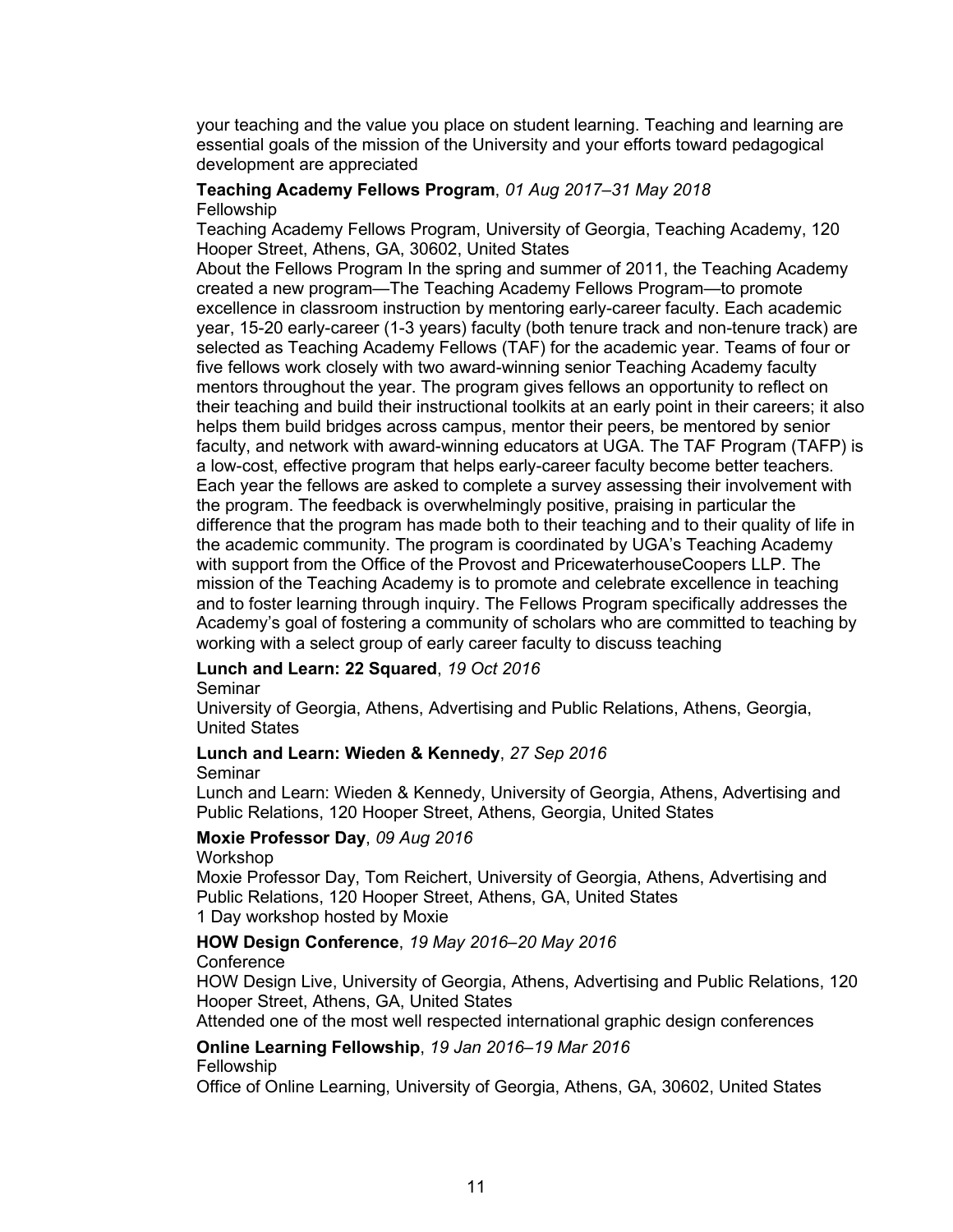your teaching and the value you place on student learning. Teaching and learning are essential goals of the mission of the University and your efforts toward pedagogical development are appreciated

**Teaching Academy Fellows Program**, *01 Aug 2017–31 May 2018*
Fellowship
Teaching Academy Fellows Program, University of Georgia, Teaching Academy, 120 Hooper Street, Athens, GA, 30602, United States
About the Fellows Program In the spring and summer of 2011, the Teaching Academy created a new program—The Teaching Academy Fellows Program—to promote excellence in classroom instruction by mentoring early-career faculty. Each academic year, 15-20 early-career (1-3 years) faculty (both tenure track and non-tenure track) are selected as Teaching Academy Fellows (TAF) for the academic year. Teams of four or five fellows work closely with two award-winning senior Teaching Academy faculty mentors throughout the year. The program gives fellows an opportunity to reflect on their teaching and build their instructional toolkits at an early point in their careers; it also helps them build bridges across campus, mentor their peers, be mentored by senior faculty, and network with award-winning educators at UGA. The TAF Program (TAFP) is a low-cost, effective program that helps early-career faculty become better teachers. Each year the fellows are asked to complete a survey assessing their involvement with the program. The feedback is overwhelmingly positive, praising in particular the difference that the program has made both to their teaching and to their quality of life in the academic community. The program is coordinated by UGA's Teaching Academy with support from the Office of the Provost and PricewaterhouseCoopers LLP. The mission of the Teaching Academy is to promote and celebrate excellence in teaching and to foster learning through inquiry. The Fellows Program specifically addresses the Academy's goal of fostering a community of scholars who are committed to teaching by working with a select group of early career faculty to discuss teaching

**Lunch and Learn: 22 Squared**, *19 Oct 2016*
Seminar
University of Georgia, Athens, Advertising and Public Relations, Athens, Georgia, United States

**Lunch and Learn: Wieden & Kennedy**, *27 Sep 2016*
Seminar
Lunch and Learn: Wieden & Kennedy, University of Georgia, Athens, Advertising and Public Relations, 120 Hooper Street, Athens, Georgia, United States

**Moxie Professor Day**, *09 Aug 2016*
Workshop
Moxie Professor Day, Tom Reichert, University of Georgia, Athens, Advertising and Public Relations, 120 Hooper Street, Athens, GA, United States
1 Day workshop hosted by Moxie

**HOW Design Conference**, *19 May 2016–20 May 2016*
Conference
HOW Design Live, University of Georgia, Athens, Advertising and Public Relations, 120 Hooper Street, Athens, GA, United States
Attended one of the most well respected international graphic design conferences

**Online Learning Fellowship**, *19 Jan 2016–19 Mar 2016*
Fellowship
Office of Online Learning, University of Georgia, Athens, GA, 30602, United States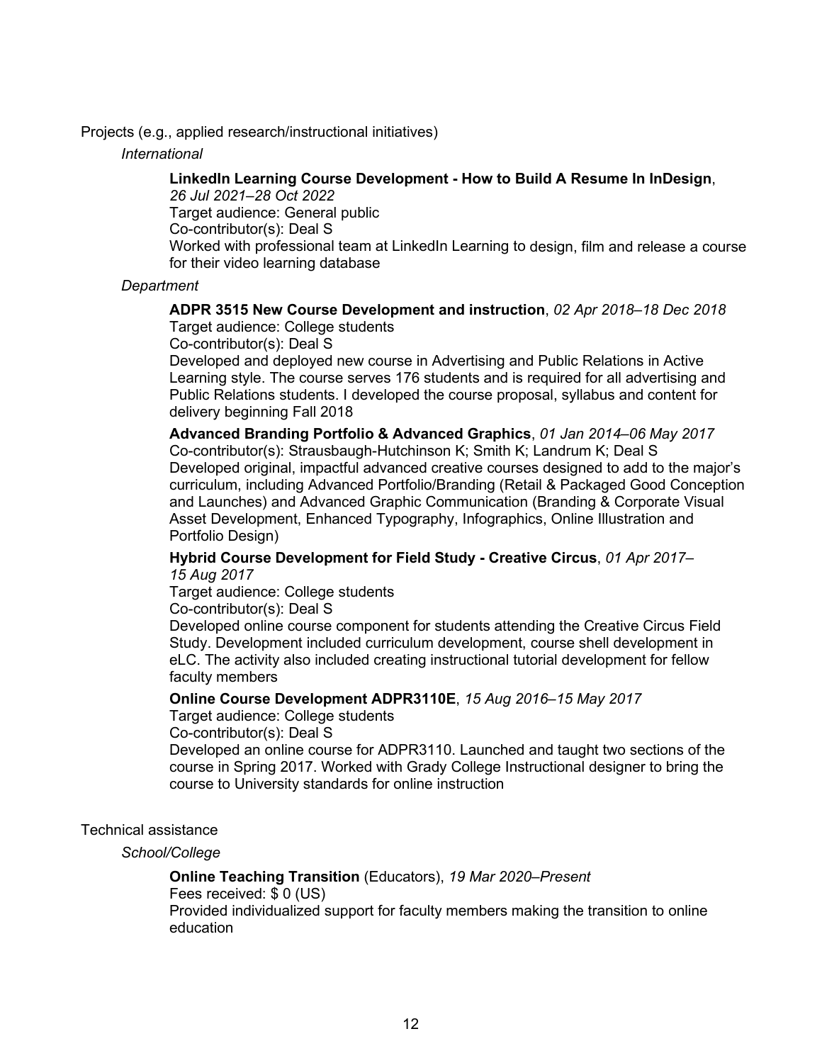Projects (e.g., applied research/instructional initiatives)

*International*

**LinkedIn Learning Course Development - How to Build A Resume In InDesign**, *26 Jul 2021–28 Oct 2022*
Target audience: General public
Co-contributor(s): Deal S
Worked with professional team at LinkedIn Learning to design, film and release a course for their video learning database

*Department*

**ADPR 3515 New Course Development and instruction**, *02 Apr 2018–18 Dec 2018*
Target audience: College students
Co-contributor(s): Deal S
Developed and deployed new course in Advertising and Public Relations in Active Learning style. The course serves 176 students and is required for all advertising and Public Relations students. I developed the course proposal, syllabus and content for delivery beginning Fall 2018

**Advanced Branding Portfolio & Advanced Graphics**, *01 Jan 2014–06 May 2017*
Co-contributor(s): Strausbaugh-Hutchinson K; Smith K; Landrum K; Deal S
Developed original, impactful advanced creative courses designed to add to the major's curriculum, including Advanced Portfolio/Branding (Retail & Packaged Good Conception and Launches) and Advanced Graphic Communication (Branding & Corporate Visual Asset Development, Enhanced Typography, Infographics, Online Illustration and Portfolio Design)

**Hybrid Course Development for Field Study - Creative Circus**, *01 Apr 2017–15 Aug 2017*
Target audience: College students
Co-contributor(s): Deal S
Developed online course component for students attending the Creative Circus Field Study. Development included curriculum development, course shell development in eLC. The activity also included creating instructional tutorial development for fellow faculty members

**Online Course Development ADPR3110E**, *15 Aug 2016–15 May 2017*
Target audience: College students
Co-contributor(s): Deal S
Developed an online course for ADPR3110. Launched and taught two sections of the course in Spring 2017. Worked with Grady College Instructional designer to bring the course to University standards for online instruction

Technical assistance

*School/College*

**Online Teaching Transition** (Educators), *19 Mar 2020–Present*
Fees received: $ 0 (US)
Provided individualized support for faculty members making the transition to online education